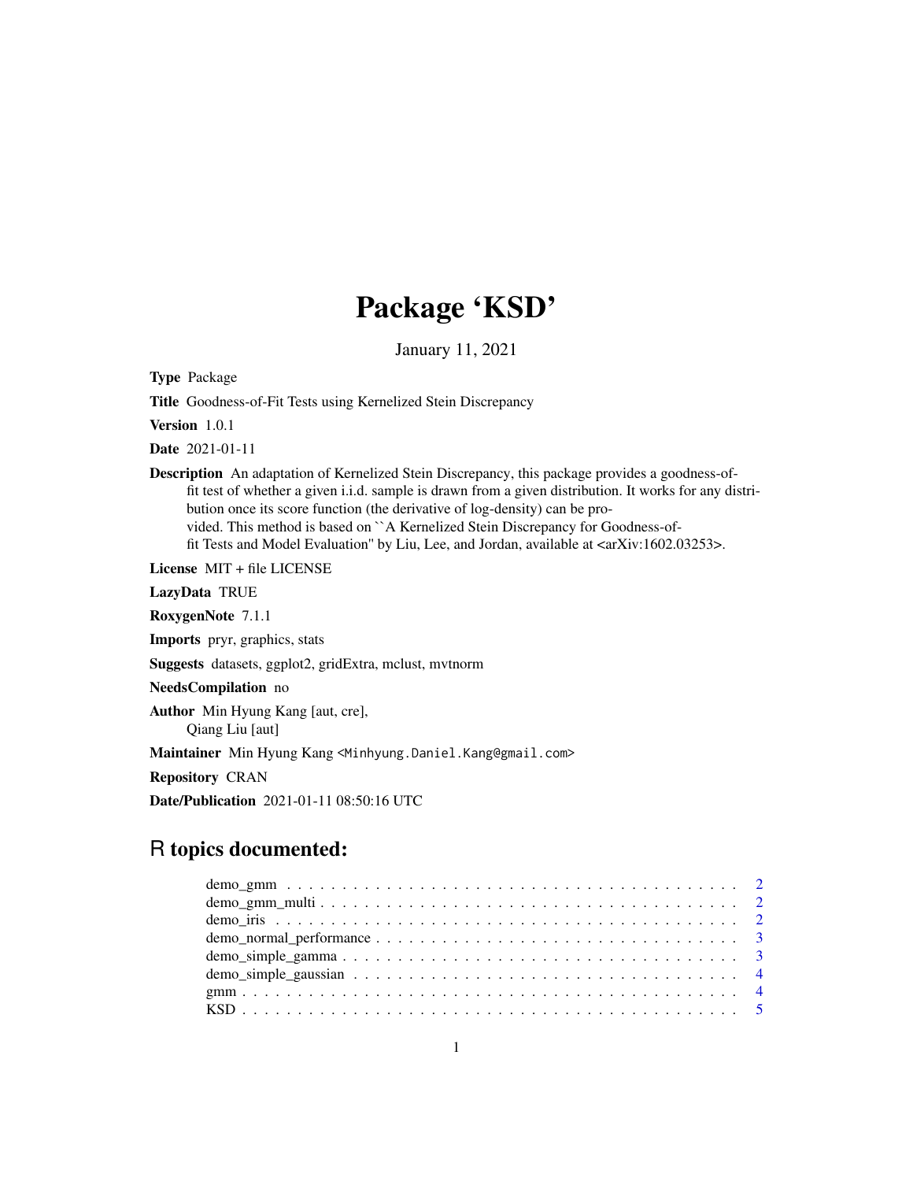# Package 'KSD'

January 11, 2021

**Type** Package

**Title** Goodness-of-Fit Tests using Kernelized Stein Discrepancy

**Version** 1.0.1

**Date** 2021-01-11

**Description** An adaptation of Kernelized Stein Discrepancy, this package provides a goodness-of-fit test of whether a given i.i.d. sample is drawn from a given distribution. It works for any distribution once its score function (the derivative of log-density) can be provided. This method is based on ``A Kernelized Stein Discrepancy for Goodness-of-fit Tests and Model Evaluation'' by Liu, Lee, and Jordan, available at <arXiv:1602.03253>.

**License** MIT + file LICENSE

**LazyData** TRUE

**RoxygenNote** 7.1.1

**Imports** pryr, graphics, stats

**Suggests** datasets, ggplot2, gridExtra, mclust, mvtnorm

**NeedsCompilation** no

**Author** Min Hyung Kang [aut, cre],
Qiang Liu [aut]

**Maintainer** Min Hyung Kang <Minhyung.Daniel.Kang@gmail.com>

**Repository** CRAN

**Date/Publication** 2021-01-11 08:50:16 UTC

## R topics documented:

- demo_gmm . . . . . . . . . . . . . . . . . . . . . . . . . . . . . . . . . . . . . . . . 2
- demo_gmm_multi . . . . . . . . . . . . . . . . . . . . . . . . . . . . . . . . . . . . . 2
- demo_iris . . . . . . . . . . . . . . . . . . . . . . . . . . . . . . . . . . . . . . . . 2
- demo_normal_performance . . . . . . . . . . . . . . . . . . . . . . . . . . . . . . . . 3
- demo_simple_gamma . . . . . . . . . . . . . . . . . . . . . . . . . . . . . . . . . . . 3
- demo_simple_gaussian . . . . . . . . . . . . . . . . . . . . . . . . . . . . . . . . . . 4
- gmm . . . . . . . . . . . . . . . . . . . . . . . . . . . . . . . . . . . . . . . . . . . 4
- KSD . . . . . . . . . . . . . . . . . . . . . . . . . . . . . . . . . . . . . . . . . . . 5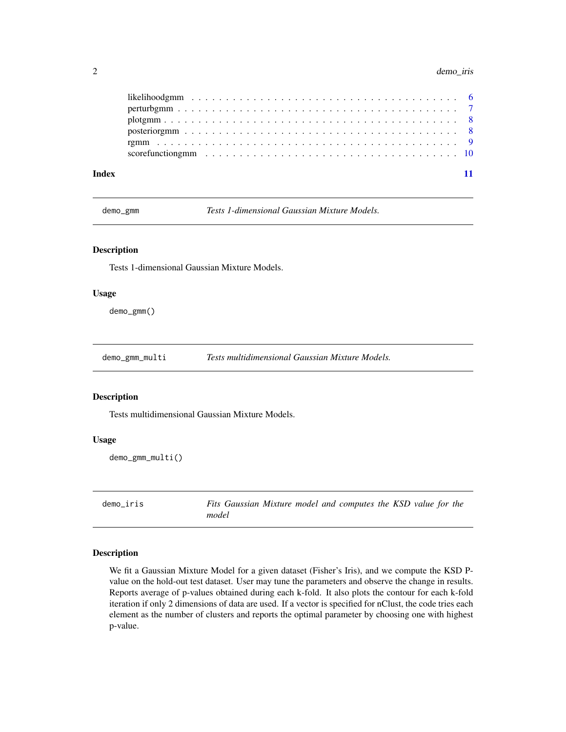likelihoodgmm . . . . . . . . . . . . . . . . . . . . . . . . . . . . . . . . . . . . 6
perturbgmm . . . . . . . . . . . . . . . . . . . . . . . . . . . . . . . . . . . . . 7
plotgmm . . . . . . . . . . . . . . . . . . . . . . . . . . . . . . . . . . . . . . . 8
posteriorgmm . . . . . . . . . . . . . . . . . . . . . . . . . . . . . . . . . . . . 8
rgmm . . . . . . . . . . . . . . . . . . . . . . . . . . . . . . . . . . . . . . . . 9
scorefunctiongmm . . . . . . . . . . . . . . . . . . . . . . . . . . . . . . . . . . 10

**Index** 11

---

## demo_gmm — *Tests 1-dimensional Gaussian Mixture Models.*

### Description

Tests 1-dimensional Gaussian Mixture Models.

### Usage

```
demo_gmm()
```

---

## demo_gmm_multi — *Tests multidimensional Gaussian Mixture Models.*

### Description

Tests multidimensional Gaussian Mixture Models.

### Usage

```
demo_gmm_multi()
```

---

## demo_iris — *Fits Gaussian Mixture model and computes the KSD value for the model*

### Description

We fit a Gaussian Mixture Model for a given dataset (Fisher's Iris), and we compute the KSD P-value on the hold-out test dataset. User may tune the parameters and observe the change in results. Reports average of p-values obtained during each k-fold. It also plots the contour for each k-fold iteration if only 2 dimensions of data are used. If a vector is specified for nClust, the code tries each element as the number of clusters and reports the optimal parameter by choosing one with highest p-value.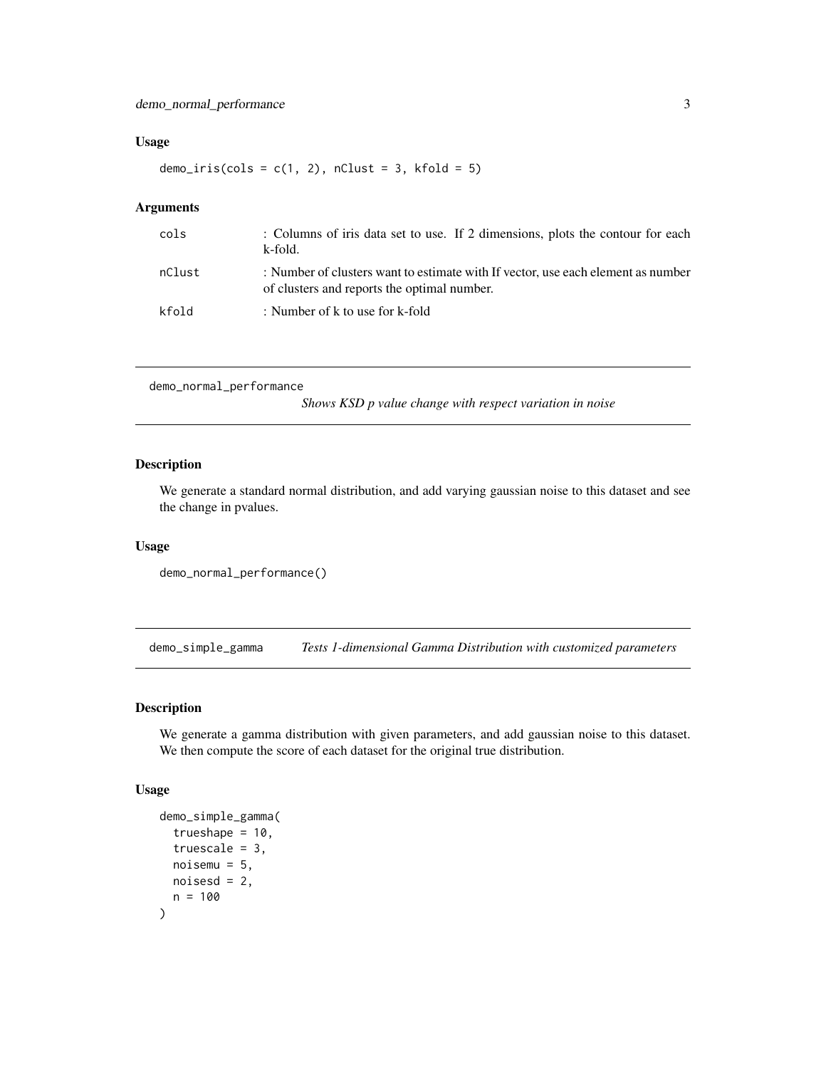### Usage

```
demo_iris(cols = c(1, 2), nClust = 3, kfold = 5)
```

### Arguments

| | |
|---|---|
| cols | : Columns of iris data set to use. If 2 dimensions, plots the contour for each k-fold. |
| nClust | : Number of clusters want to estimate with If vector, use each element as number of clusters and reports the optimal number. |
| kfold | : Number of k to use for k-fold |

---

## demo_normal_performance

*Shows KSD p value change with respect variation in noise*

### Description

We generate a standard normal distribution, and add varying gaussian noise to this dataset and see the change in pvalues.

### Usage

```
demo_normal_performance()
```

---

## demo_simple_gamma

*Tests 1-dimensional Gamma Distribution with customized parameters*

### Description

We generate a gamma distribution with given parameters, and add gaussian noise to this dataset. We then compute the score of each dataset for the original true distribution.

### Usage

```
demo_simple_gamma(
  trueshape = 10,
  truescale = 3,
  noisemu = 5,
  noisesd = 2,
  n = 100
)
```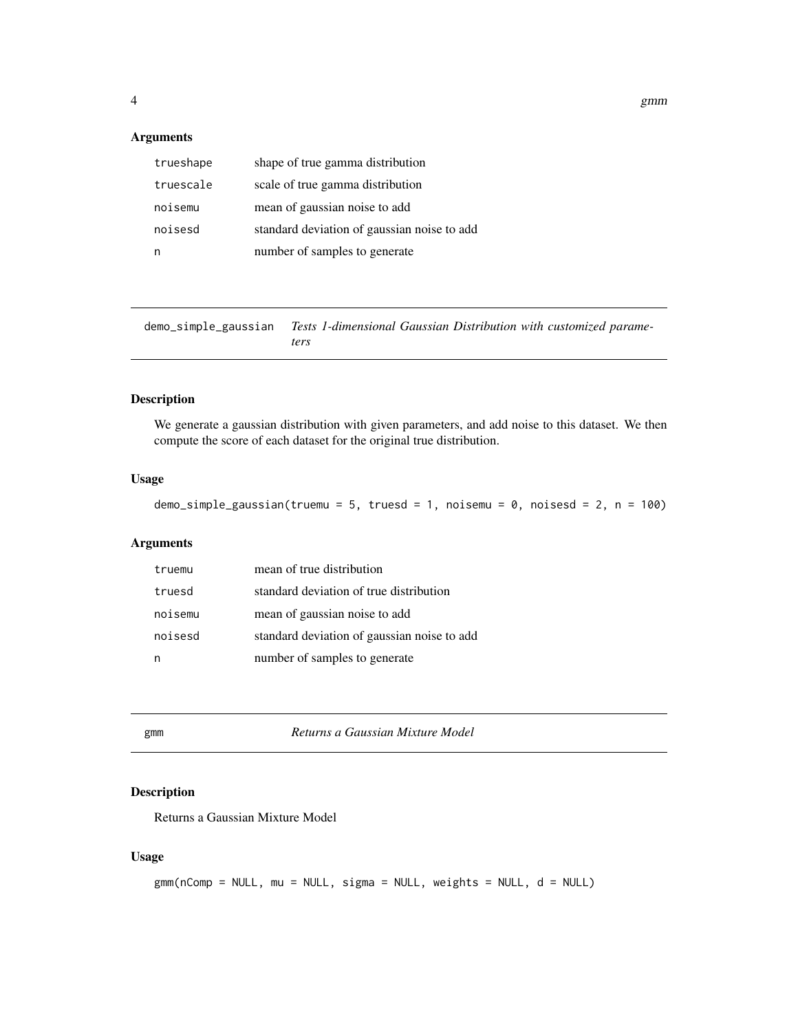## Arguments

| | |
|---|---|
| `trueshape` | shape of true gamma distribution |
| `truescale` | scale of true gamma distribution |
| `noisemu` | mean of gaussian noise to add |
| `noisesd` | standard deviation of gaussian noise to add |
| `n` | number of samples to generate |

---

## `demo_simple_gaussian` *Tests 1-dimensional Gaussian Distribution with customized parameters*

---

### Description

We generate a gaussian distribution with given parameters, and add noise to this dataset. We then compute the score of each dataset for the original true distribution.

### Usage

```
demo_simple_gaussian(truemu = 5, truesd = 1, noisemu = 0, noisesd = 2, n = 100)
```

### Arguments

| | |
|---|---|
| `truemu` | mean of true distribution |
| `truesd` | standard deviation of true distribution |
| `noisemu` | mean of gaussian noise to add |
| `noisesd` | standard deviation of gaussian noise to add |
| `n` | number of samples to generate |

---

## `gmm` *Returns a Gaussian Mixture Model*

---

### Description

Returns a Gaussian Mixture Model

### Usage

```
gmm(nComp = NULL, mu = NULL, sigma = NULL, weights = NULL, d = NULL)
```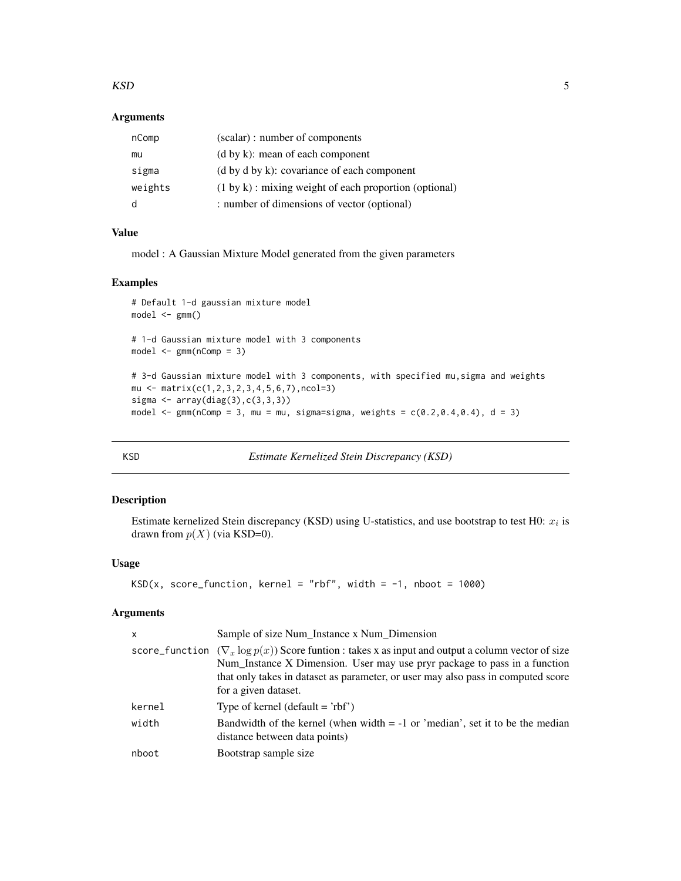### Arguments

| | |
|---|---|
| nComp | (scalar) : number of components |
| mu | (d by k): mean of each component |
| sigma | (d by d by k): covariance of each component |
| weights | (1 by k) : mixing weight of each proportion (optional) |
| d | : number of dimensions of vector (optional) |

### Value

model : A Gaussian Mixture Model generated from the given parameters

### Examples

```
# Default 1-d gaussian mixture model
model <- gmm()

# 1-d Gaussian mixture model with 3 components
model <- gmm(nComp = 3)

# 3-d Gaussian mixture model with 3 components, with specified mu,sigma and weights
mu <- matrix(c(1,2,3,2,3,4,5,6,7),ncol=3)
sigma <- array(diag(3),c(3,3,3))
model <- gmm(nComp = 3, mu = mu, sigma=sigma, weights = c(0.2,0.4,0.4), d = 3)
```

---

## KSD — *Estimate Kernelized Stein Discrepancy (KSD)*

---

### Description

Estimate kernelized Stein discrepancy (KSD) using U-statistics, and use bootstrap to test H0: $x_i$ is drawn from $p(X)$ (via KSD=0).

### Usage

```
KSD(x, score_function, kernel = "rbf", width = -1, nboot = 1000)
```

### Arguments

| | |
|---|---|
| x | Sample of size Num_Instance x Num_Dimension |
| score_function | ($\nabla_x \log p(x)$) Score funtion : takes x as input and output a column vector of size Num_Instance X Dimension. User may use pryr package to pass in a function that only takes in dataset as parameter, or user may also pass in computed score for a given dataset. |
| kernel | Type of kernel (default = 'rbf') |
| width | Bandwidth of the kernel (when width = -1 or 'median', set it to be the median distance between data points) |
| nboot | Bootstrap sample size |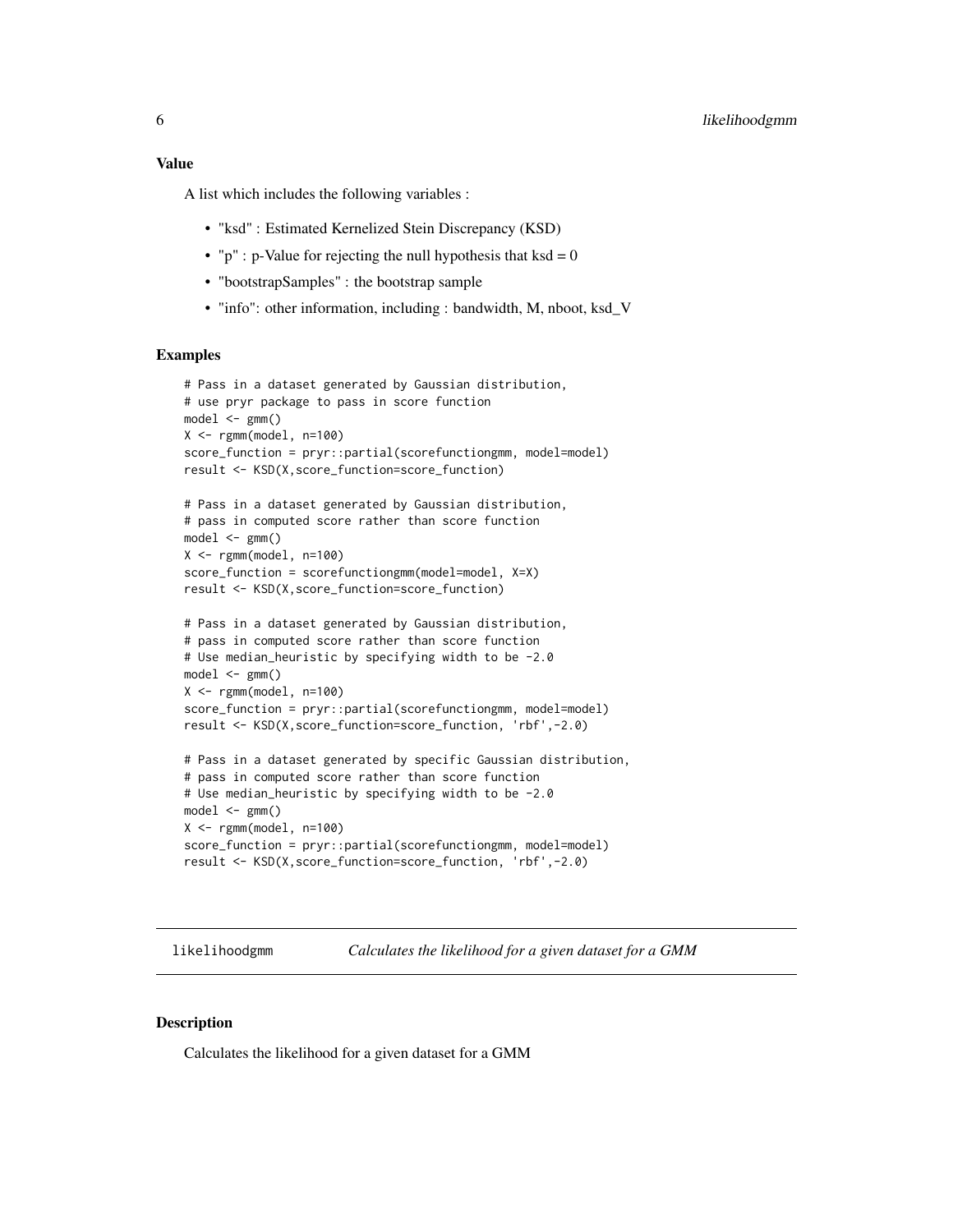### Value

A list which includes the following variables :

- "ksd" : Estimated Kernelized Stein Discrepancy (KSD)
- "p" : p-Value for rejecting the null hypothesis that ksd = 0
- "bootstrapSamples" : the bootstrap sample
- "info": other information, including : bandwidth, M, nboot, ksd_V

### Examples

```
# Pass in a dataset generated by Gaussian distribution,
# use pryr package to pass in score function
model <- gmm()
X <- rgmm(model, n=100)
score_function = pryr::partial(scorefunctiongmm, model=model)
result <- KSD(X,score_function=score_function)

# Pass in a dataset generated by Gaussian distribution,
# pass in computed score rather than score function
model <- gmm()
X <- rgmm(model, n=100)
score_function = scorefunctiongmm(model=model, X=X)
result <- KSD(X,score_function=score_function)

# Pass in a dataset generated by Gaussian distribution,
# pass in computed score rather than score function
# Use median_heuristic by specifying width to be -2.0
model <- gmm()
X <- rgmm(model, n=100)
score_function = pryr::partial(scorefunctiongmm, model=model)
result <- KSD(X,score_function=score_function, 'rbf',-2.0)

# Pass in a dataset generated by specific Gaussian distribution,
# pass in computed score rather than score function
# Use median_heuristic by specifying width to be -2.0
model <- gmm()
X <- rgmm(model, n=100)
score_function = pryr::partial(scorefunctiongmm, model=model)
result <- KSD(X,score_function=score_function, 'rbf',-2.0)
```

---

## likelihoodgmm — *Calculates the likelihood for a given dataset for a GMM*

### Description

Calculates the likelihood for a given dataset for a GMM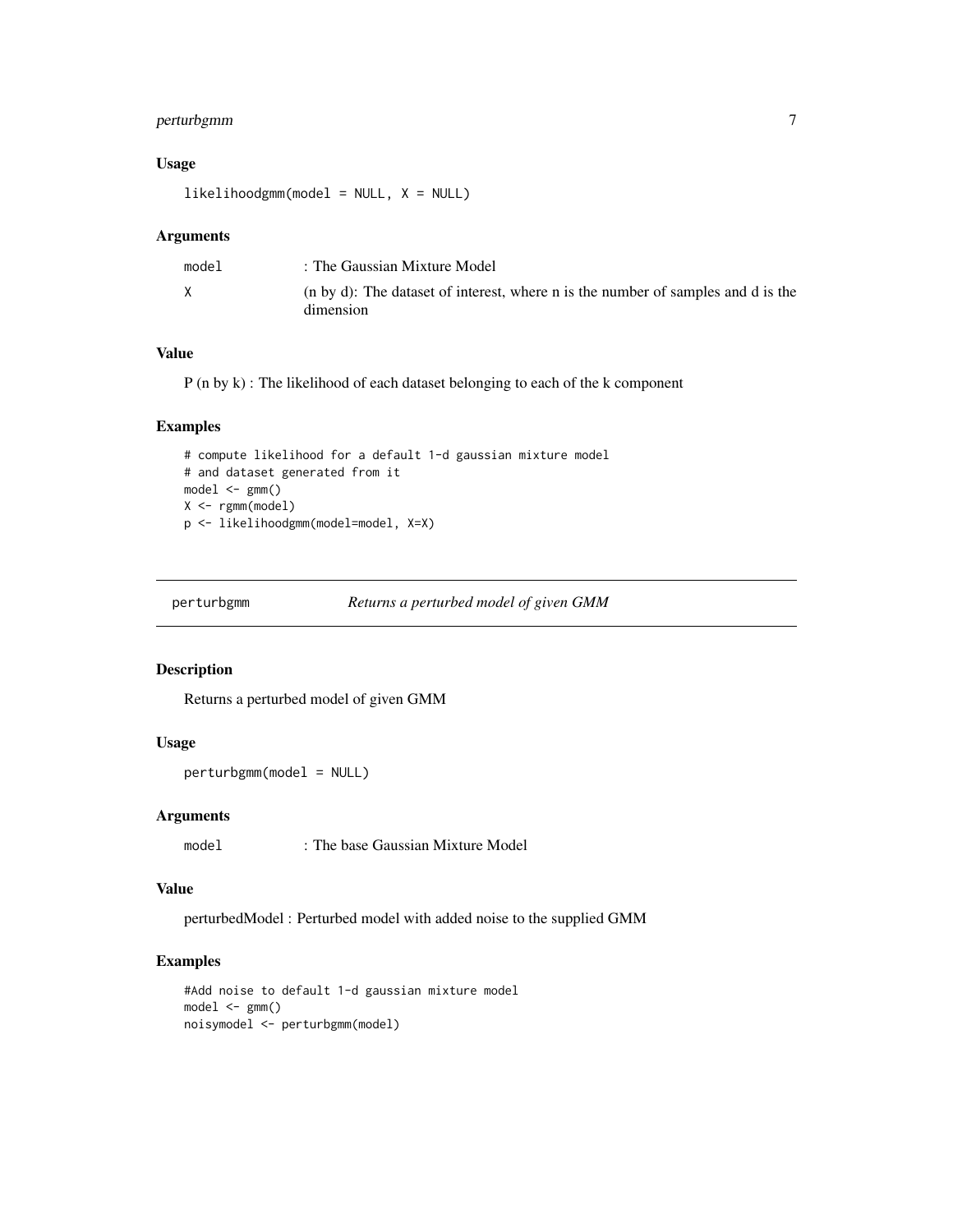### Usage

```
likelihoodgmm(model = NULL, X = NULL)
```

### Arguments

| | |
|---|---|
| model | : The Gaussian Mixture Model |
| X | (n by d): The dataset of interest, where n is the number of samples and d is the dimension |

### Value

P (n by k) : The likelihood of each dataset belonging to each of the k component

### Examples

```
# compute likelihood for a default 1-d gaussian mixture model
# and dataset generated from it
model <- gmm()
X <- rgmm(model)
p <- likelihoodgmm(model=model, X=X)
```

---

## perturbgmm *Returns a perturbed model of given GMM*

---

### Description

Returns a perturbed model of given GMM

### Usage

```
perturbgmm(model = NULL)
```

### Arguments

| | |
|---|---|
| model | : The base Gaussian Mixture Model |

### Value

perturbedModel : Perturbed model with added noise to the supplied GMM

### Examples

```
#Add noise to default 1-d gaussian mixture model
model <- gmm()
noisymodel <- perturbgmm(model)
```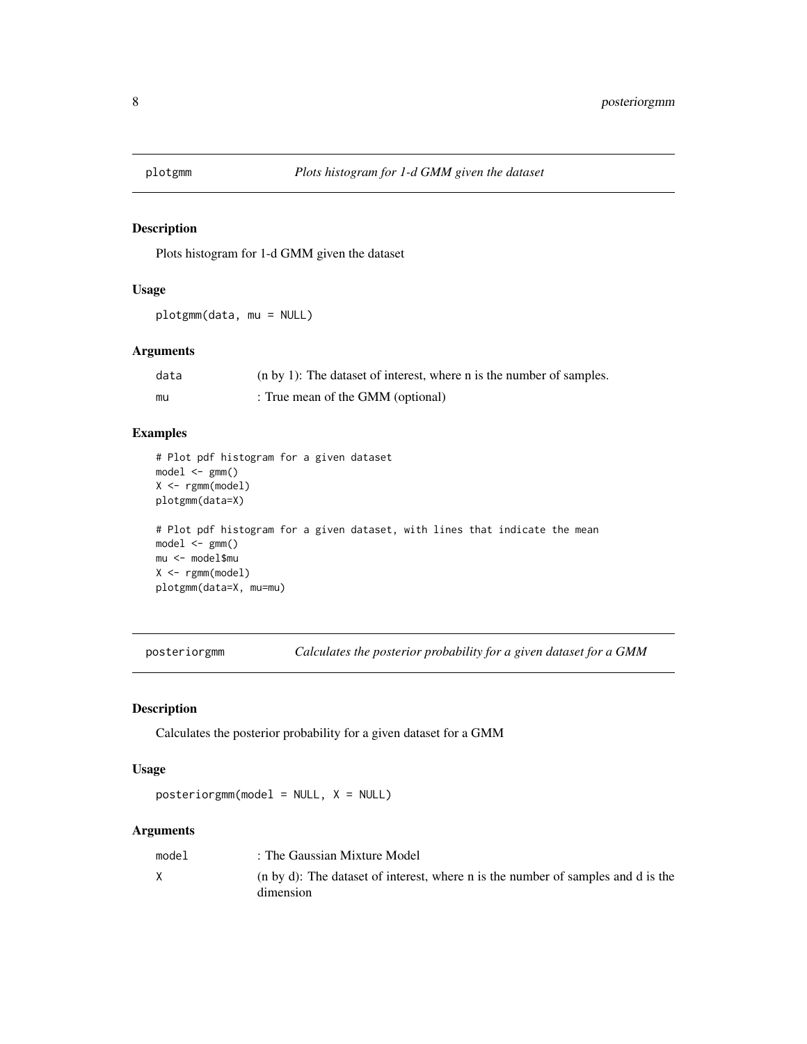## plotgmm — *Plots histogram for 1-d GMM given the dataset*

### Description

Plots histogram for 1-d GMM given the dataset

### Usage

```
plotgmm(data, mu = NULL)
```

### Arguments

| | |
|---|---|
| data | (n by 1): The dataset of interest, where n is the number of samples. |
| mu | : True mean of the GMM (optional) |

### Examples

```
# Plot pdf histogram for a given dataset
model <- gmm()
X <- rgmm(model)
plotgmm(data=X)

# Plot pdf histogram for a given dataset, with lines that indicate the mean
model <- gmm()
mu <- model$mu
X <- rgmm(model)
plotgmm(data=X, mu=mu)
```

## posteriorgmm — *Calculates the posterior probability for a given dataset for a GMM*

### Description

Calculates the posterior probability for a given dataset for a GMM

### Usage

```
posteriorgmm(model = NULL, X = NULL)
```

### Arguments

| | |
|---|---|
| model | : The Gaussian Mixture Model |
| X | (n by d): The dataset of interest, where n is the number of samples and d is the dimension |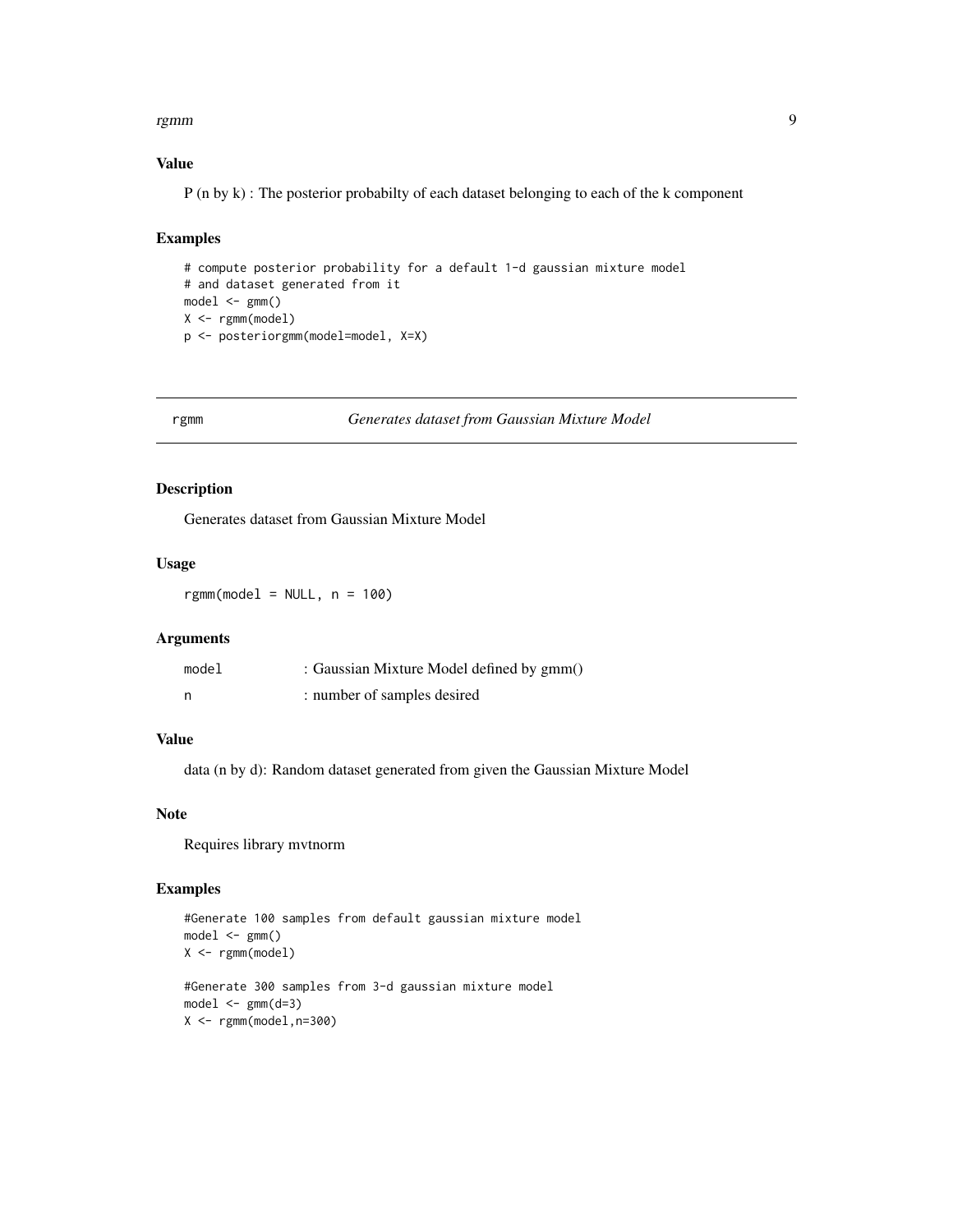### Value

P (n by k) : The posterior probabilty of each dataset belonging to each of the k component

### Examples

```
# compute posterior probability for a default 1-d gaussian mixture model
# and dataset generated from it
model <- gmm()
X <- rgmm(model)
p <- posteriorgmm(model=model, X=X)
```

---

## rgmm *Generates dataset from Gaussian Mixture Model*

### Description

Generates dataset from Gaussian Mixture Model

### Usage

```
rgmm(model = NULL, n = 100)
```

### Arguments

| | |
|---|---|
| model | : Gaussian Mixture Model defined by gmm() |
| n | : number of samples desired |

### Value

data (n by d): Random dataset generated from given the Gaussian Mixture Model

### Note

Requires library mvtnorm

### Examples

```
#Generate 100 samples from default gaussian mixture model
model <- gmm()
X <- rgmm(model)

#Generate 300 samples from 3-d gaussian mixture model
model <- gmm(d=3)
X <- rgmm(model,n=300)
```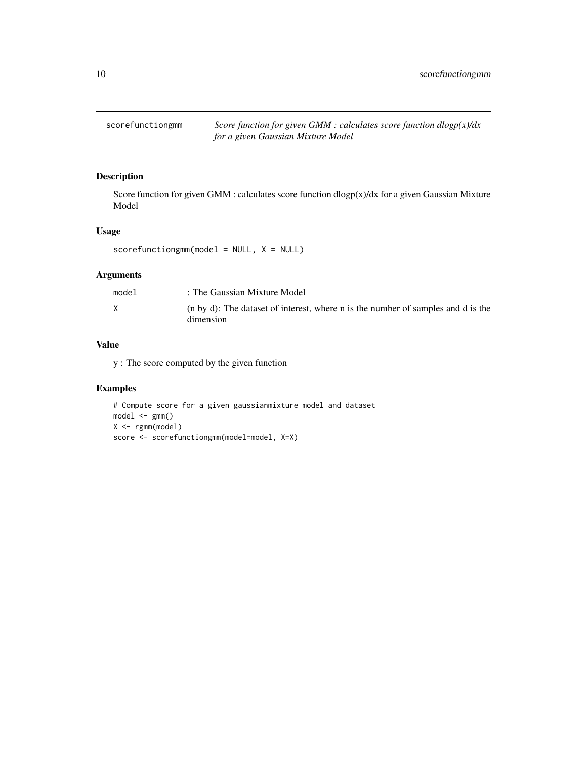## scorefunctiongmm — *Score function for given GMM : calculates score function dlogp(x)/dx for a given Gaussian Mixture Model*

### Description

Score function for given GMM : calculates score function dlogp(x)/dx for a given Gaussian Mixture Model

### Usage

```
scorefunctiongmm(model = NULL, X = NULL)
```

### Arguments

| | |
|---|---|
| `model` | : The Gaussian Mixture Model |
| `X` | (n by d): The dataset of interest, where n is the number of samples and d is the dimension |

### Value

y : The score computed by the given function

### Examples

```
# Compute score for a given gaussianmixture model and dataset
model <- gmm()
X <- rgmm(model)
score <- scorefunctiongmm(model=model, X=X)
```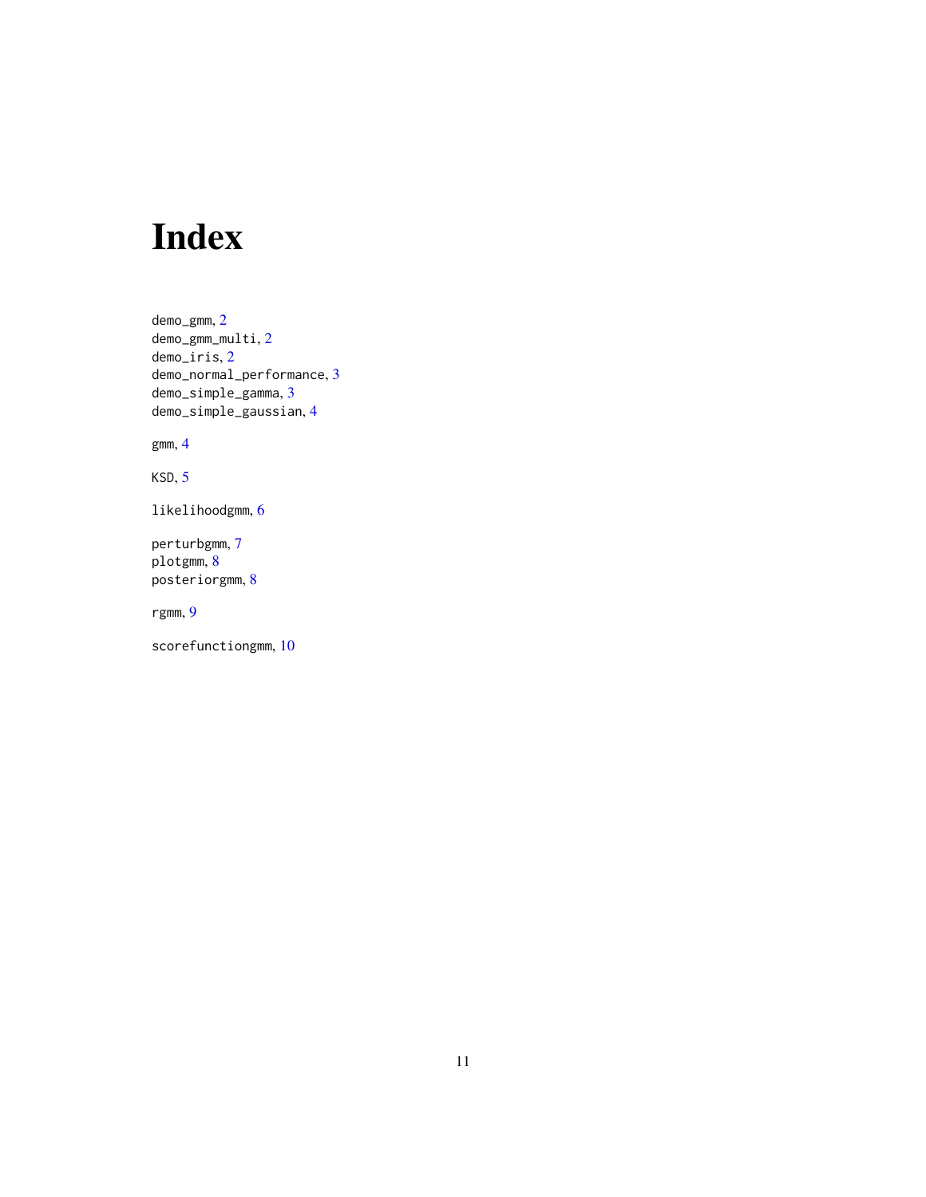# Index

demo_gmm, 2
demo_gmm_multi, 2
demo_iris, 2
demo_normal_performance, 3
demo_simple_gamma, 3
demo_simple_gaussian, 4

gmm, 4

KSD, 5

likelihoodgmm, 6

perturbgmm, 7
plotgmm, 8
posteriorgmm, 8

rgmm, 9

scorefunctiongmm, 10